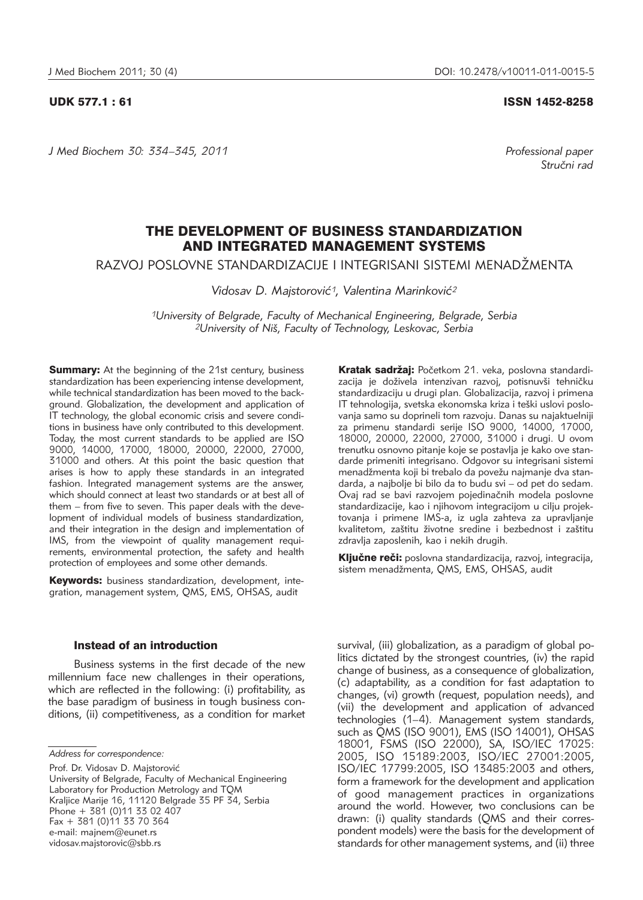UDK 577.1 : 61 ISSN 1452-8258

Professional paper
*Stručni rad*

# THE DEVELOPMENT OF BUSINESS STANDARDIZATION AND INTEGRATED MANAGEMENT SYSTEMS

## RAZVOJ POSLOVNE STANDARDIZACIJE I INTEGRISANI SISTEMI MENADŽMENTA

*Vidosav D. Majstorović*[1], *Valentina Marinković*[2]

[1]*University of Belgrade, Faculty of Mechanical Engineering, Belgrade, Serbia*
[2]*University of Niš, Faculty of Technology, Leskovac, Serbia*

**Summary:** At the beginning of the 21st century, business standardization has been experiencing intense development, while technical standardization has been moved to the background. Globalization, the development and application of IT technology, the global economic crisis and severe conditions in business have only contributed to this development. Today, the most current standards to be applied are ISO 9000, 14000, 17000, 18000, 20000, 22000, 27000, 31000 and others. At this point the basic question that arises is how to apply these standards in an integrated fashion. Integrated management systems are the answer, which should connect at least two standards or at best all of them – from five to seven. This paper deals with the development of individual models of business standardization, and their integration in the design and implementation of IMS, from the viewpoint of quality management requirements, environmental protection, the safety and health protection of employees and some other demands.

**Keywords:** business standardization, development, integration, management system, QMS, EMS, OHSAS, audit

**Kratak sadržaj:** Početkom 21. veka, poslovna standardizacija je doživela intenzivan razvoj, potisnuvši tehničku standardizaciju u drugi plan. Globalizacija, razvoj i primena IT tehnologija, svetska ekonomska kriza i teški uslovi poslovanja samo su doprineli tom razvoju. Danas su najaktuelniji za primenu standardi serije ISO 9000, 14000, 17000, 18000, 20000, 22000, 27000, 31000 i drugi. U ovom trenutku osnovno pitanje koje se postavlja je kako ove standarde primeniti integrisano. Odgovor su integrisani sistemi menadžmenta koji bi trebalo da povežu najmanje dva standarda, a najbolje bi bilo da to budu svi – od pet do sedam. Ovaj rad se bavi razvojem pojedinačnih modela poslovne standardizacije, kao i njihovom integracijom u cilju projektovanja i primene IMS-a, iz ugla zahteva za upravljanje kvalitetom, zaštitu životne sredine i bezbednost i zaštitu zdravlja zaposlenih, kao i nekih drugih.

**Ključne reči:** poslovna standardizacija, razvoj, integracija, sistem menadžmenta, QMS, EMS, OHSAS, audit

### Instead of an introduction

Business systems in the first decade of the new millennium face new challenges in their operations, which are reflected in the following: (i) profitability, as the base paradigm of business in tough business conditions, (ii) competitiveness, as a condition for market survival, (iii) globalization, as a paradigm of global politics dictated by the strongest countries, (iv) the rapid change of business, as a consequence of globalization, (c) adaptability, as a condition for fast adaptation to changes, (vi) growth (request, population needs), and (vii) the development and application of advanced technologies (1–4). Management system standards, such as QMS (ISO 9001), EMS (ISO 14001), OHSAS 18001, FSMS (ISO 22000), SA, ISO/IEC 17025: 2005, ISO 15189:2003, ISO/IEC 27001:2005, ISO/IEC 17799:2005, ISO 13485:2003 and others, form a framework for the development and application of good management practices in organizations around the world. However, two conclusions can be drawn: (i) quality standards (QMS and their correspondent models) were the basis for the development of standards for other management systems, and (ii) three

*Address for correspondence:*

Prof. Dr. Vidosav D. Majstorović
University of Belgrade, Faculty of Mechanical Engineering
Laboratory for Production Metrology and TQM
Kraljice Marije 16, 11120 Belgrade 35 PF 34, Serbia
Phone + 381 (0)11 33 02 407
Fax + 381 (0)11 33 70 364
e-mail: majnem@eunet.rs
vidosav.majstorovic@sbb.rs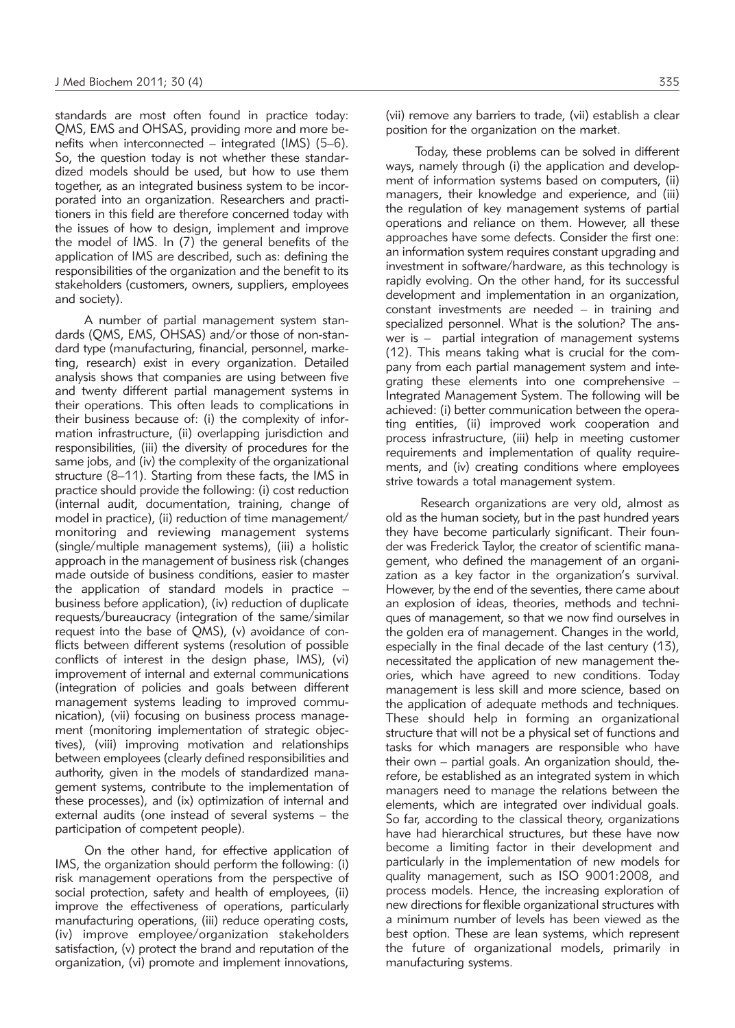standards are most often found in practice today: QMS, EMS and OHSAS, providing more and more benefits when interconnected – integrated (IMS) (5–6). So, the question today is not whether these standardized models should be used, but how to use them together, as an integrated business system to be incorporated into an organization. Researchers and practitioners in this field are therefore concerned today with the issues of how to design, implement and improve the model of IMS. In (7) the general benefits of the application of IMS are described, such as: defining the responsibilities of the organization and the benefit to its stakeholders (customers, owners, suppliers, employees and society).

A number of partial management system standards (QMS, EMS, OHSAS) and/or those of non-standard type (manufacturing, financial, personnel, marketing, research) exist in every organization. Detailed analysis shows that companies are using between five and twenty different partial management systems in their operations. This often leads to complications in their business because of: (i) the complexity of information infrastructure, (ii) overlapping jurisdiction and responsibilities, (iii) the diversity of procedures for the same jobs, and (iv) the complexity of the organizational structure (8–11). Starting from these facts, the IMS in practice should provide the following: (i) cost reduction (internal audit, documentation, training, change of model in practice), (ii) reduction of time management/monitoring and reviewing management systems (single/multiple management systems), (iii) a holistic approach in the management of business risk (changes made outside of business conditions, easier to master the application of standard models in practice – business before application), (iv) reduction of duplicate requests/bureaucracy (integration of the same/similar request into the base of QMS), (v) avoidance of conflicts between different systems (resolution of possible conflicts of interest in the design phase, IMS), (vi) improvement of internal and external communications (integration of policies and goals between different management systems leading to improved communication), (vii) focusing on business process management (monitoring implementation of strategic objectives), (viii) improving motivation and relationships between employees (clearly defined responsibilities and authority, given in the models of standardized management systems, contribute to the implementation of these processes), and (ix) optimization of internal and external audits (one instead of several systems – the participation of competent people).

On the other hand, for effective application of IMS, the organization should perform the following: (i) risk management operations from the perspective of social protection, safety and health of employees, (ii) improve the effectiveness of operations, particularly manufacturing operations, (iii) reduce operating costs, (iv) improve employee/organization stakeholders satisfaction, (v) protect the brand and reputation of the organization, (vi) promote and implement innovations, (vii) remove any barriers to trade, (vii) establish a clear position for the organization on the market.

Today, these problems can be solved in different ways, namely through (i) the application and development of information systems based on computers, (ii) managers, their knowledge and experience, and (iii) the regulation of key management systems of partial operations and reliance on them. However, all these approaches have some defects. Consider the first one: an information system requires constant upgrading and investment in software/hardware, as this technology is rapidly evolving. On the other hand, for its successful development and implementation in an organization, constant investments are needed – in training and specialized personnel. What is the solution? The answer is – partial integration of management systems (12). This means taking what is crucial for the company from each partial management system and integrating these elements into one comprehensive – Integrated Management System. The following will be achieved: (i) better communication between the operating entities, (ii) improved work cooperation and process infrastructure, (iii) help in meeting customer requirements and implementation of quality requirements, and (iv) creating conditions where employees strive towards a total management system.

Research organizations are very old, almost as old as the human society, but in the past hundred years they have become particularly significant. Their founder was Frederick Taylor, the creator of scientific management, who defined the management of an organization as a key factor in the organization's survival. However, by the end of the seventies, there came about an explosion of ideas, theories, methods and techniques of management, so that we now find ourselves in the golden era of management. Changes in the world, especially in the final decade of the last century (13), necessitated the application of new management theories, which have agreed to new conditions. Today management is less skill and more science, based on the application of adequate methods and techniques. These should help in forming an organizational structure that will not be a physical set of functions and tasks for which managers are responsible who have their own – partial goals. An organization should, therefore, be established as an integrated system in which managers need to manage the relations between the elements, which are integrated over individual goals. So far, according to the classical theory, organizations have had hierarchical structures, but these have now become a limiting factor in their development and particularly in the implementation of new models for quality management, such as ISO 9001:2008, and process models. Hence, the increasing exploration of new directions for flexible organizational structures with a minimum number of levels has been viewed as the best option. These are lean systems, which represent the future of organizational models, primarily in manufacturing systems.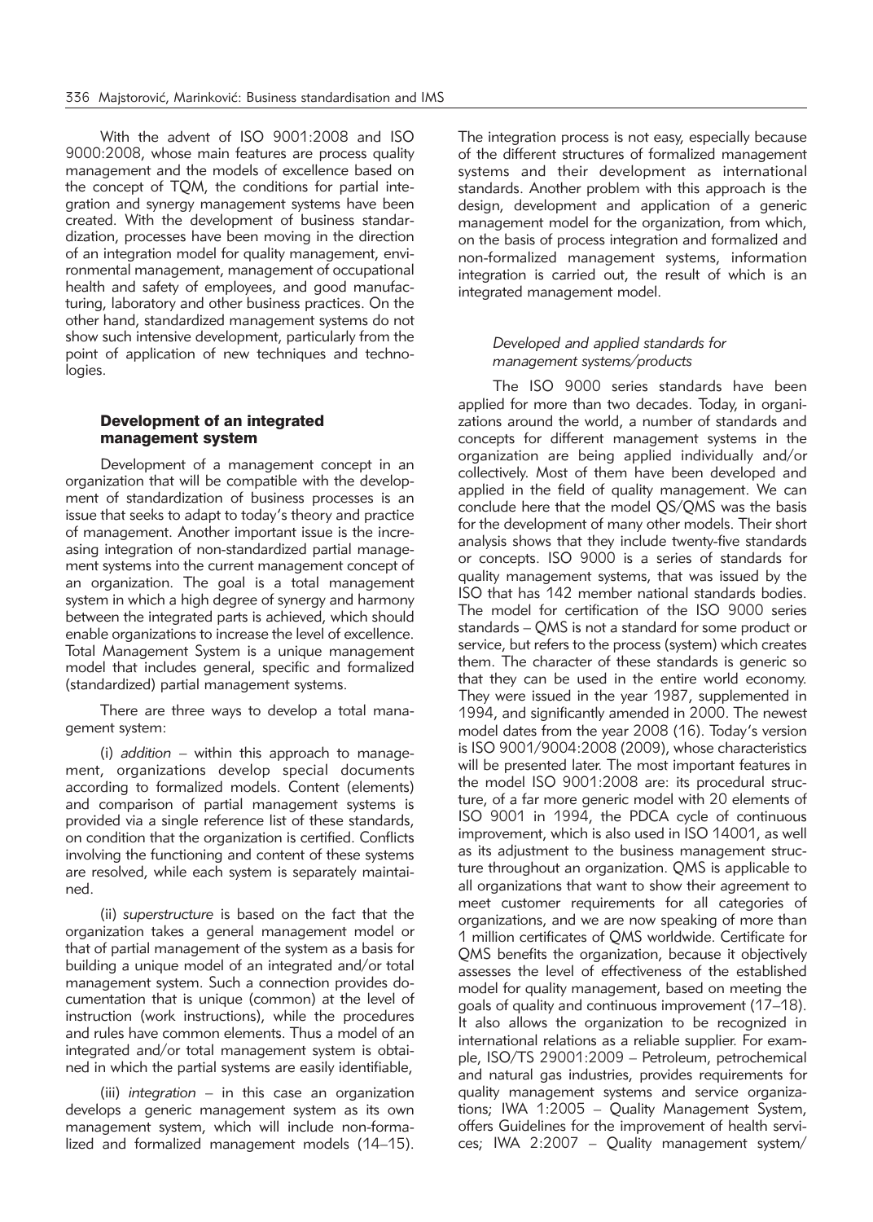With the advent of ISO 9001:2008 and ISO 9000:2008, whose main features are process quality management and the models of excellence based on the concept of TQM, the conditions for partial integration and synergy management systems have been created. With the development of business standardization, processes have been moving in the direction of an integration model for quality management, environmental management, management of occupational health and safety of employees, and good manufacturing, laboratory and other business practices. On the other hand, standardized management systems do not show such intensive development, particularly from the point of application of new techniques and technologies.

## Development of an integrated management system

Development of a management concept in an organization that will be compatible with the development of standardization of business processes is an issue that seeks to adapt to today's theory and practice of management. Another important issue is the increasing integration of non-standardized partial management systems into the current management concept of an organization. The goal is a total management system in which a high degree of synergy and harmony between the integrated parts is achieved, which should enable organizations to increase the level of excellence. Total Management System is a unique management model that includes general, specific and formalized (standardized) partial management systems.

There are three ways to develop a total management system:

(i) *addition* – within this approach to management, organizations develop special documents according to formalized models. Content (elements) and comparison of partial management systems is provided via a single reference list of these standards, on condition that the organization is certified. Conflicts involving the functioning and content of these systems are resolved, while each system is separately maintained.

(ii) *superstructure* is based on the fact that the organization takes a general management model or that of partial management of the system as a basis for building a unique model of an integrated and/or total management system. Such a connection provides documentation that is unique (common) at the level of instruction (work instructions), while the procedures and rules have common elements. Thus a model of an integrated and/or total management system is obtained in which the partial systems are easily identifiable,

(iii) *integration* – in this case an organization develops a generic management system as its own management system, which will include non-formalized and formalized management models (14–15). The integration process is not easy, especially because of the different structures of formalized management systems and their development as international standards. Another problem with this approach is the design, development and application of a generic management model for the organization, from which, on the basis of process integration and formalized and non-formalized management systems, information integration is carried out, the result of which is an integrated management model.

### *Developed and applied standards for management systems/products*

The ISO 9000 series standards have been applied for more than two decades. Today, in organizations around the world, a number of standards and concepts for different management systems in the organization are being applied individually and/or collectively. Most of them have been developed and applied in the field of quality management. We can conclude here that the model QS/QMS was the basis for the development of many other models. Their short analysis shows that they include twenty-five standards or concepts. ISO 9000 is a series of standards for quality management systems, that was issued by the ISO that has 142 member national standards bodies. The model for certification of the ISO 9000 series standards – QMS is not a standard for some product or service, but refers to the process (system) which creates them. The character of these standards is generic so that they can be used in the entire world economy. They were issued in the year 1987, supplemented in 1994, and significantly amended in 2000. The newest model dates from the year 2008 (16). Today's version is ISO 9001/9004:2008 (2009), whose characteristics will be presented later. The most important features in the model ISO 9001:2008 are: its procedural structure, of a far more generic model with 20 elements of ISO 9001 in 1994, the PDCA cycle of continuous improvement, which is also used in ISO 14001, as well as its adjustment to the business management structure throughout an organization. QMS is applicable to all organizations that want to show their agreement to meet customer requirements for all categories of organizations, and we are now speaking of more than 1 million certificates of QMS worldwide. Certificate for QMS benefits the organization, because it objectively assesses the level of effectiveness of the established model for quality management, based on meeting the goals of quality and continuous improvement (17–18). It also allows the organization to be recognized in international relations as a reliable supplier. For example, ISO/TS 29001:2009 – Petroleum, petrochemical and natural gas industries, provides requirements for quality management systems and service organizations; IWA 1:2005 – Quality Management System, offers Guidelines for the improvement of health services; IWA 2:2007 – Quality management system/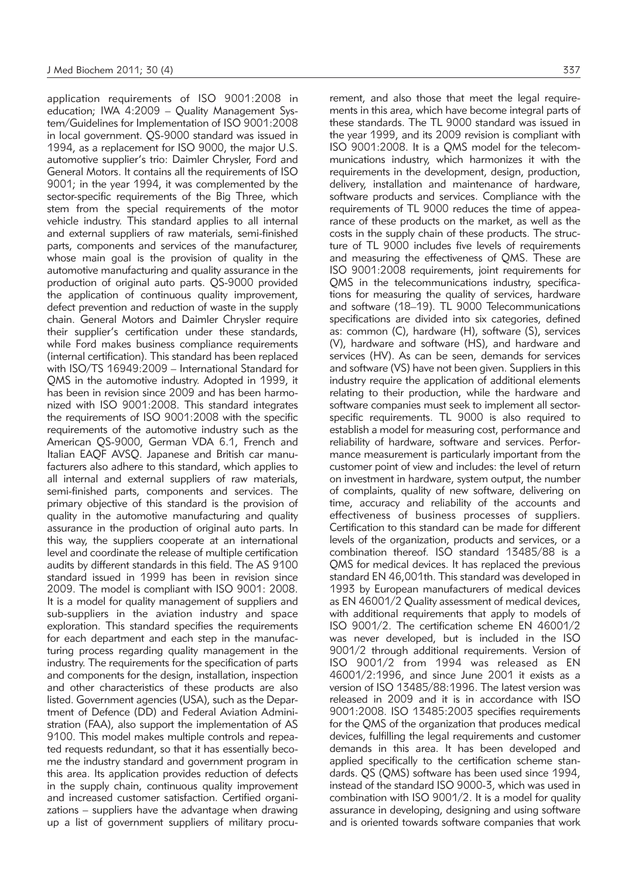application requirements of ISO 9001:2008 in education; IWA 4:2009 – Quality Management System/Guidelines for Implementation of ISO 9001:2008 in local government. QS-9000 standard was issued in 1994, as a replacement for ISO 9000, the major U.S. automotive supplier's trio: Daimler Chrysler, Ford and General Motors. It contains all the requirements of ISO 9001; in the year 1994, it was complemented by the sector-specific requirements of the Big Three, which stem from the special requirements of the motor vehicle industry. This standard applies to all internal and external suppliers of raw materials, semi-finished parts, components and services of the manufacturer, whose main goal is the provision of quality in the automotive manufacturing and quality assurance in the production of original auto parts. QS-9000 provided the application of continuous quality improvement, defect prevention and reduction of waste in the supply chain. General Motors and Daimler Chrysler require their supplier's certification under these standards, while Ford makes business compliance requirements (internal certification). This standard has been replaced with ISO/TS 16949:2009 – International Standard for QMS in the automotive industry. Adopted in 1999, it has been in revision since 2009 and has been harmonized with ISO 9001:2008. This standard integrates the requirements of ISO 9001:2008 with the specific requirements of the automotive industry such as the American QS-9000, German VDA 6.1, French and Italian EAQF AVSQ. Japanese and British car manufacturers also adhere to this standard, which applies to all internal and external suppliers of raw materials, semi-finished parts, components and services. The primary objective of this standard is the provision of quality in the automotive manufacturing and quality assurance in the production of original auto parts. In this way, the suppliers cooperate at an international level and coordinate the release of multiple certification audits by different standards in this field. The AS 9100 standard issued in 1999 has been in revision since 2009. The model is compliant with ISO 9001: 2008. It is a model for quality management of suppliers and sub-suppliers in the aviation industry and space exploration. This standard specifies the requirements for each department and each step in the manufacturing process regarding quality management in the industry. The requirements for the specification of parts and components for the design, installation, inspection and other characteristics of these products are also listed. Government agencies (USA), such as the Department of Defence (DD) and Federal Aviation Administration (FAA), also support the implementation of AS 9100. This model makes multiple controls and repeated requests redundant, so that it has essentially become the industry standard and government program in this area. Its application provides reduction of defects in the supply chain, continuous quality improvement and increased customer satisfaction. Certified organizations – suppliers have the advantage when drawing up a list of government suppliers of military procurement, and also those that meet the legal requirements in this area, which have become integral parts of these standards. The TL 9000 standard was issued in the year 1999, and its 2009 revision is compliant with ISO 9001:2008. It is a QMS model for the telecommunications industry, which harmonizes it with the requirements in the development, design, production, delivery, installation and maintenance of hardware, software products and services. Compliance with the requirements of TL 9000 reduces the time of appearance of these products on the market, as well as the costs in the supply chain of these products. The structure of TL 9000 includes five levels of requirements and measuring the effectiveness of QMS. These are ISO 9001:2008 requirements, joint requirements for QMS in the telecommunications industry, specifications for measuring the quality of services, hardware and software (18–19). TL 9000 Telecommunications specifications are divided into six categories, defined as: common (C), hardware (H), software (S), services (V), hardware and software (HS), and hardware and services (HV). As can be seen, demands for services and software (VS) have not been given. Suppliers in this industry require the application of additional elements relating to their production, while the hardware and software companies must seek to implement all sector-specific requirements. TL 9000 is also required to establish a model for measuring cost, performance and reliability of hardware, software and services. Performance measurement is particularly important from the customer point of view and includes: the level of return on investment in hardware, system output, the number of complaints, quality of new software, delivering on time, accuracy and reliability of the accounts and effectiveness of business processes of suppliers. Certification to this standard can be made for different levels of the organization, products and services, or a combination thereof. ISO standard 13485/88 is a QMS for medical devices. It has replaced the previous standard EN 46,001th. This standard was developed in 1993 by European manufacturers of medical devices as EN 46001/2 Quality assessment of medical devices, with additional requirements that apply to models of ISO 9001/2. The certification scheme EN 46001/2 was never developed, but is included in the ISO 9001/2 through additional requirements. Version of ISO 9001/2 from 1994 was released as EN 46001/2:1996, and since June 2001 it exists as a version of ISO 13485/88:1996. The latest version was released in 2009 and it is in accordance with ISO 9001:2008. ISO 13485:2003 specifies requirements for the QMS of the organization that produces medical devices, fulfilling the legal requirements and customer demands in this area. It has been developed and applied specifically to the certification scheme standards. QS (QMS) software has been used since 1994, instead of the standard ISO 9000-3, which was used in combination with ISO 9001/2. It is a model for quality assurance in developing, designing and using software and is oriented towards software companies that work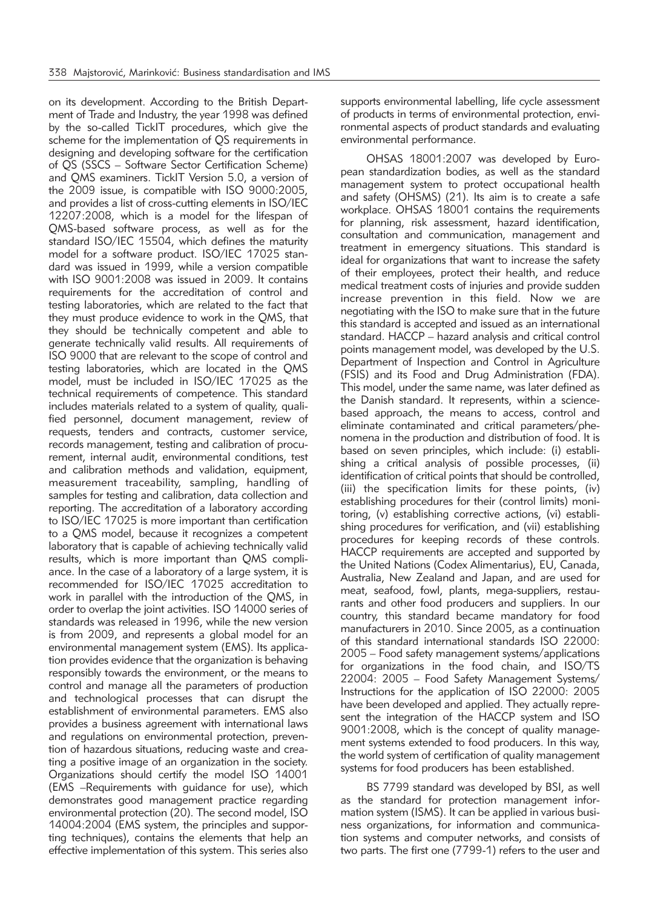on its development. According to the British Department of Trade and Industry, the year 1998 was defined by the so-called TickIT procedures, which give the scheme for the implementation of QS requirements in designing and developing software for the certification of QS (SSCS – Software Sector Certification Scheme) and QMS examiners. TickIT Version 5.0, a version of the 2009 issue, is compatible with ISO 9000:2005, and provides a list of cross-cutting elements in ISO/IEC 12207:2008, which is a model for the lifespan of QMS-based software process, as well as for the standard ISO/IEC 15504, which defines the maturity model for a software product. ISO/IEC 17025 standard was issued in 1999, while a version compatible with ISO 9001:2008 was issued in 2009. It contains requirements for the accreditation of control and testing laboratories, which are related to the fact that they must produce evidence to work in the QMS, that they should be technically competent and able to generate technically valid results. All requirements of ISO 9000 that are relevant to the scope of control and testing laboratories, which are located in the QMS model, must be included in ISO/IEC 17025 as the technical requirements of competence. This standard includes materials related to a system of quality, qualified personnel, document management, review of requests, tenders and contracts, customer service, records management, testing and calibration of procurement, internal audit, environmental conditions, test and calibration methods and validation, equipment, measurement traceability, sampling, handling of samples for testing and calibration, data collection and reporting. The accreditation of a laboratory according to ISO/IEC 17025 is more important than certification to a QMS model, because it recognizes a competent laboratory that is capable of achieving technically valid results, which is more important than QMS compliance. In the case of a laboratory of a large system, it is recommended for ISO/IEC 17025 accreditation to work in parallel with the introduction of the QMS, in order to overlap the joint activities. ISO 14000 series of standards was released in 1996, while the new version is from 2009, and represents a global model for an environmental management system (EMS). Its application provides evidence that the organization is behaving responsibly towards the environment, or the means to control and manage all the parameters of production and technological processes that can disrupt the establishment of environmental parameters. EMS also provides a business agreement with international laws and regulations on environmental protection, prevention of hazardous situations, reducing waste and creating a positive image of an organization in the society. Organizations should certify the model ISO 14001 (EMS –Requirements with guidance for use), which demonstrates good management practice regarding environmental protection (20). The second model, ISO 14004:2004 (EMS system, the principles and supporting techniques), contains the elements that help an effective implementation of this system. This series also supports environmental labelling, life cycle assessment of products in terms of environmental protection, environmental aspects of product standards and evaluating environmental performance.

OHSAS 18001:2007 was developed by European standardization bodies, as well as the standard management system to protect occupational health and safety (OHSMS) (21). Its aim is to create a safe workplace. OHSAS 18001 contains the requirements for planning, risk assessment, hazard identification, consultation and communication, management and treatment in emergency situations. This standard is ideal for organizations that want to increase the safety of their employees, protect their health, and reduce medical treatment costs of injuries and provide sudden increase prevention in this field. Now we are negotiating with the ISO to make sure that in the future this standard is accepted and issued as an international standard. HACCP – hazard analysis and critical control points management model, was developed by the U.S. Department of Inspection and Control in Agriculture (FSIS) and its Food and Drug Administration (FDA). This model, under the same name, was later defined as the Danish standard. It represents, within a science-based approach, the means to access, control and eliminate contaminated and critical parameters/phenomena in the production and distribution of food. It is based on seven principles, which include: (i) establishing a critical analysis of possible processes, (ii) identification of critical points that should be controlled, (iii) the specification limits for these points, (iv) establishing procedures for their (control limits) monitoring, (v) establishing corrective actions, (vi) establishing procedures for verification, and (vii) establishing procedures for keeping records of these controls. HACCP requirements are accepted and supported by the United Nations (Codex Alimentarius), EU, Canada, Australia, New Zealand and Japan, and are used for meat, seafood, fowl, plants, mega-suppliers, restaurants and other food producers and suppliers. In our country, this standard became mandatory for food manufacturers in 2010. Since 2005, as a continuation of this standard international standards ISO 22000: 2005 – Food safety management systems/applications for organizations in the food chain, and ISO/TS 22004: 2005 – Food Safety Management Systems/ Instructions for the application of ISO 22000: 2005 have been developed and applied. They actually represent the integration of the HACCP system and ISO 9001:2008, which is the concept of quality management systems extended to food producers. In this way, the world system of certification of quality management systems for food producers has been established.

BS 7799 standard was developed by BSI, as well as the standard for protection management information system (ISMS). It can be applied in various business organizations, for information and communication systems and computer networks, and consists of two parts. The first one (7799-1) refers to the user and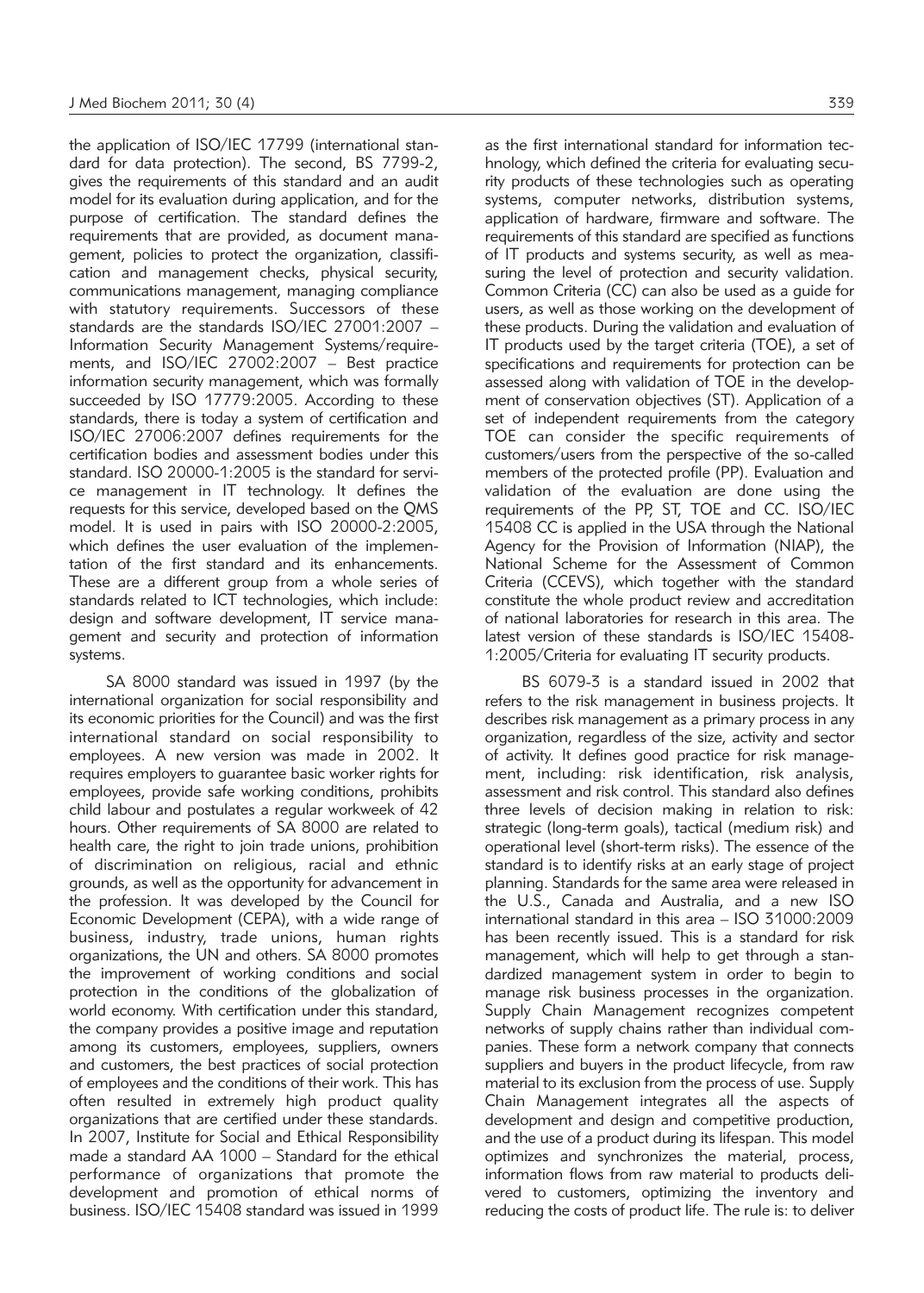the application of ISO/IEC 17799 (international standard for data protection). The second, BS 7799-2, gives the requirements of this standard and an audit model for its evaluation during application, and for the purpose of certification. The standard defines the requirements that are provided, as document management, policies to protect the organization, classification and management checks, physical security, communications management, managing compliance with statutory requirements. Successors of these standards are the standards ISO/IEC 27001:2007 – Information Security Management Systems/requirements, and ISO/IEC 27002:2007 – Best practice information security management, which was formally succeeded by ISO 17779:2005. According to these standards, there is today a system of certification and ISO/IEC 27006:2007 defines requirements for the certification bodies and assessment bodies under this standard. ISO 20000-1:2005 is the standard for service management in IT technology. It defines the requests for this service, developed based on the QMS model. It is used in pairs with ISO 20000-2:2005, which defines the user evaluation of the implementation of the first standard and its enhancements. These are a different group from a whole series of standards related to ICT technologies, which include: design and software development, IT service management and security and protection of information systems.

SA 8000 standard was issued in 1997 (by the international organization for social responsibility and its economic priorities for the Council) and was the first international standard on social responsibility to employees. A new version was made in 2002. It requires employers to guarantee basic worker rights for employees, provide safe working conditions, prohibits child labour and postulates a regular workweek of 42 hours. Other requirements of SA 8000 are related to health care, the right to join trade unions, prohibition of discrimination on religious, racial and ethnic grounds, as well as the opportunity for advancement in the profession. It was developed by the Council for Economic Development (CEPA), with a wide range of business, industry, trade unions, human rights organizations, the UN and others. SA 8000 promotes the improvement of working conditions and social protection in the conditions of the globalization of world economy. With certification under this standard, the company provides a positive image and reputation among its customers, employees, suppliers, owners and customers, the best practices of social protection of employees and the conditions of their work. This has often resulted in extremely high product quality organizations that are certified under these standards. In 2007, Institute for Social and Ethical Responsibility made a standard AA 1000 – Standard for the ethical performance of organizations that promote the development and promotion of ethical norms of business. ISO/IEC 15408 standard was issued in 1999 as the first international standard for information technology, which defined the criteria for evaluating security products of these technologies such as operating systems, computer networks, distribution systems, application of hardware, firmware and software. The requirements of this standard are specified as functions of IT products and systems security, as well as measuring the level of protection and security validation. Common Criteria (CC) can also be used as a guide for users, as well as those working on the development of these products. During the validation and evaluation of IT products used by the target criteria (TOE), a set of specifications and requirements for protection can be assessed along with validation of TOE in the development of conservation objectives (ST). Application of a set of independent requirements from the category TOE can consider the specific requirements of customers/users from the perspective of the so-called members of the protected profile (PP). Evaluation and validation of the evaluation are done using the requirements of the PP, ST, TOE and CC. ISO/IEC 15408 CC is applied in the USA through the National Agency for the Provision of Information (NIAP), the National Scheme for the Assessment of Common Criteria (CCEVS), which together with the standard constitute the whole product review and accreditation of national laboratories for research in this area. The latest version of these standards is ISO/IEC 15408-1:2005/Criteria for evaluating IT security products.

BS 6079-3 is a standard issued in 2002 that refers to the risk management in business projects. It describes risk management as a primary process in any organization, regardless of the size, activity and sector of activity. It defines good practice for risk management, including: risk identification, risk analysis, assessment and risk control. This standard also defines three levels of decision making in relation to risk: strategic (long-term goals), tactical (medium risk) and operational level (short-term risks). The essence of the standard is to identify risks at an early stage of project planning. Standards for the same area were released in the U.S., Canada and Australia, and a new ISO international standard in this area – ISO 31000:2009 has been recently issued. This is a standard for risk management, which will help to get through a standardized management system in order to begin to manage risk business processes in the organization. Supply Chain Management recognizes competent networks of supply chains rather than individual companies. These form a network company that connects suppliers and buyers in the product lifecycle, from raw material to its exclusion from the process of use. Supply Chain Management integrates all the aspects of development and design and competitive production, and the use of a product during its lifespan. This model optimizes and synchronizes the material, process, information flows from raw material to products delivered to customers, optimizing the inventory and reducing the costs of product life. The rule is: to deliver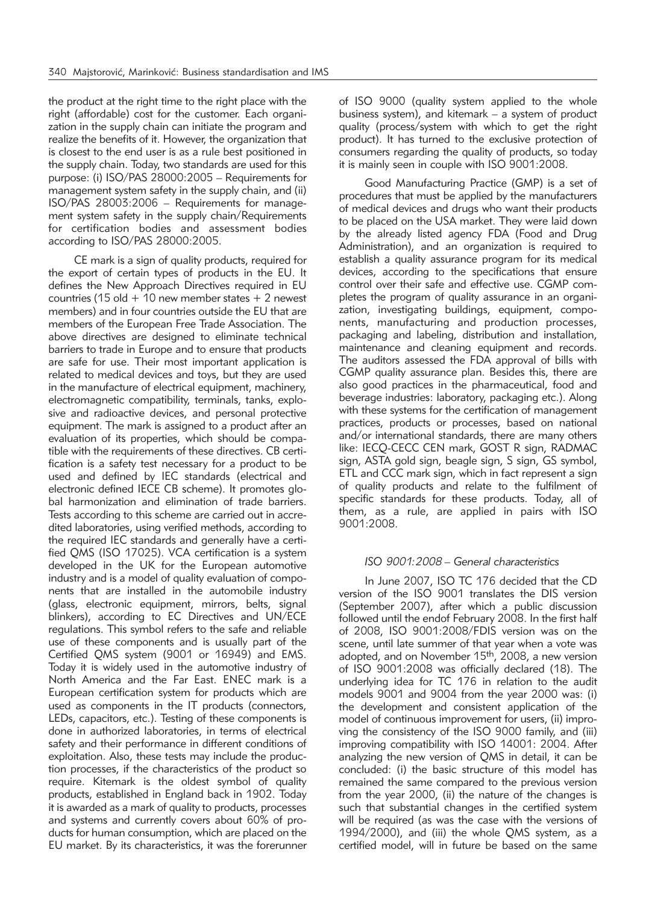the product at the right time to the right place with the right (affordable) cost for the customer. Each organization in the supply chain can initiate the program and realize the benefits of it. However, the organization that is closest to the end user is as a rule best positioned in the supply chain. Today, two standards are used for this purpose: (i) ISO/PAS 28000:2005 – Requirements for management system safety in the supply chain, and (ii) ISO/PAS 28003:2006 – Requirements for management system safety in the supply chain/Requirements for certification bodies and assessment bodies according to ISO/PAS 28000:2005.

CE mark is a sign of quality products, required for the export of certain types of products in the EU. It defines the New Approach Directives required in EU countries (15 old + 10 new member states + 2 newest members) and in four countries outside the EU that are members of the European Free Trade Association. The above directives are designed to eliminate technical barriers to trade in Europe and to ensure that products are safe for use. Their most important application is related to medical devices and toys, but they are used in the manufacture of electrical equipment, machinery, electromagnetic compatibility, terminals, tanks, explosive and radioactive devices, and personal protective equipment. The mark is assigned to a product after an evaluation of its properties, which should be compatible with the requirements of these directives. CB certification is a safety test necessary for a product to be used and defined by IEC standards (electrical and electronic defined IECE CB scheme). It promotes global harmonization and elimination of trade barriers. Tests according to this scheme are carried out in accredited laboratories, using verified methods, according to the required IEC standards and generally have a certified QMS (ISO 17025). VCA certification is a system developed in the UK for the European automotive industry and is a model of quality evaluation of components that are installed in the automobile industry (glass, electronic equipment, mirrors, belts, signal blinkers), according to EC Directives and UN/ECE regulations. This symbol refers to the safe and reliable use of these components and is usually part of the Certified QMS system (9001 or 16949) and EMS. Today it is widely used in the automotive industry of North America and the Far East. ENEC mark is a European certification system for products which are used as components in the IT products (connectors, LEDs, capacitors, etc.). Testing of these components is done in authorized laboratories, in terms of electrical safety and their performance in different conditions of exploitation. Also, these tests may include the production processes, if the characteristics of the product so require. Kitemark is the oldest symbol of quality products, established in England back in 1902. Today it is awarded as a mark of quality to products, processes and systems and currently covers about 60% of products for human consumption, which are placed on the EU market. By its characteristics, it was the forerunner of ISO 9000 (quality system applied to the whole business system), and kitemark – a system of product quality (process/system with which to get the right product). It has turned to the exclusive protection of consumers regarding the quality of products, so today it is mainly seen in couple with ISO 9001:2008.

Good Manufacturing Practice (GMP) is a set of procedures that must be applied by the manufacturers of medical devices and drugs who want their products to be placed on the USA market. They were laid down by the already listed agency FDA (Food and Drug Administration), and an organization is required to establish a quality assurance program for its medical devices, according to the specifications that ensure control over their safe and effective use. CGMP completes the program of quality assurance in an organization, investigating buildings, equipment, components, manufacturing and production processes, packaging and labeling, distribution and installation, maintenance and cleaning equipment and records. The auditors assessed the FDA approval of bills with CGMP quality assurance plan. Besides this, there are also good practices in the pharmaceutical, food and beverage industries: laboratory, packaging etc.). Along with these systems for the certification of management practices, products or processes, based on national and/or international standards, there are many others like: IECQ-CECC CEN mark, GOST R sign, RADMAC sign, ASTA gold sign, beagle sign, S sign, GS symbol, ETL and CCC mark sign, which in fact represent a sign of quality products and relate to the fulfilment of specific standards for these products. Today, all of them, as a rule, are applied in pairs with ISO 9001:2008.

### *ISO 9001:2008 – General characteristics*

In June 2007, ISO TC 176 decided that the CD version of the ISO 9001 translates the DIS version (September 2007), after which a public discussion followed until the endof February 2008. In the first half of 2008, ISO 9001:2008/FDIS version was on the scene, until late summer of that year when a vote was adopted, and on November 15th, 2008, a new version of ISO 9001:2008 was officially declared (18). The underlying idea for TC 176 in relation to the audit models 9001 and 9004 from the year 2000 was: (i) the development and consistent application of the model of continuous improvement for users, (ii) improving the consistency of the ISO 9000 family, and (iii) improving compatibility with ISO 14001: 2004. After analyzing the new version of QMS in detail, it can be concluded: (i) the basic structure of this model has remained the same compared to the previous version from the year 2000, (ii) the nature of the changes is such that substantial changes in the certified system will be required (as was the case with the versions of 1994/2000), and (iii) the whole QMS system, as a certified model, will in future be based on the same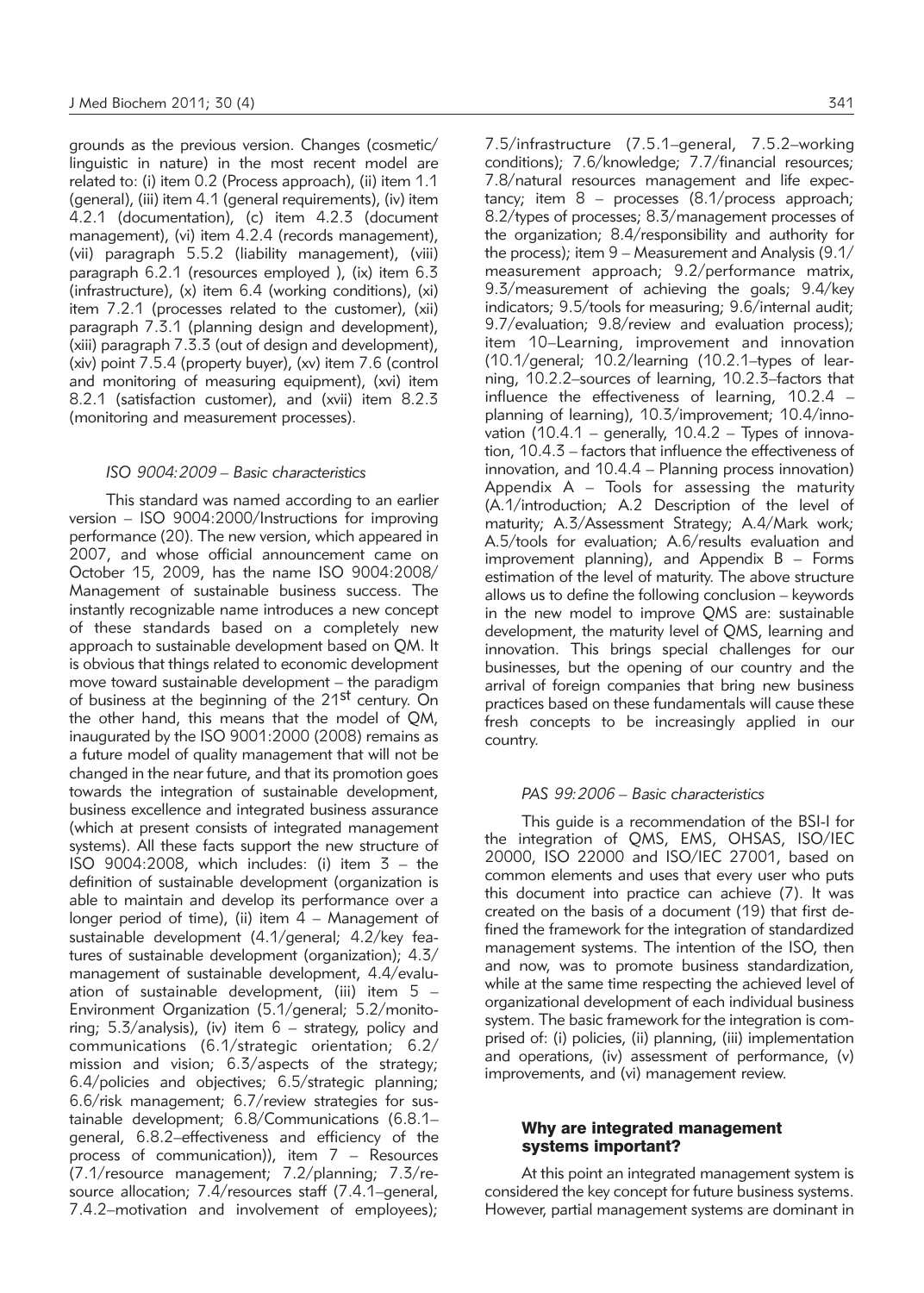grounds as the previous version. Changes (cosmetic/ linguistic in nature) in the most recent model are related to: (i) item 0.2 (Process approach), (ii) item 1.1 (general), (iii) item 4.1 (general requirements), (iv) item 4.2.1 (documentation), (c) item 4.2.3 (document management), (vi) item 4.2.4 (records management), (vii) paragraph 5.5.2 (liability management), (viii) paragraph 6.2.1 (resources employed ), (ix) item 6.3 (infrastructure), (x) item 6.4 (working conditions), (xi) item 7.2.1 (processes related to the customer), (xii) paragraph 7.3.1 (planning design and development), (xiii) paragraph 7.3.3 (out of design and development), (xiv) point 7.5.4 (property buyer), (xv) item 7.6 (control and monitoring of measuring equipment), (xvi) item 8.2.1 (satisfaction customer), and (xvii) item 8.2.3 (monitoring and measurement processes).

### *ISO 9004:2009 – Basic characteristics*

This standard was named according to an earlier version – ISO 9004:2000/Instructions for improving performance (20). The new version, which appeared in 2007, and whose official announcement came on October 15, 2009, has the name ISO 9004:2008/ Management of sustainable business success. The instantly recognizable name introduces a new concept of these standards based on a completely new approach to sustainable development based on QM. It is obvious that things related to economic development move toward sustainable development – the paradigm of business at the beginning of the 21st century. On the other hand, this means that the model of QM, inaugurated by the ISO 9001:2000 (2008) remains as a future model of quality management that will not be changed in the near future, and that its promotion goes towards the integration of sustainable development, business excellence and integrated business assurance (which at present consists of integrated management systems). All these facts support the new structure of ISO 9004:2008, which includes: (i) item 3 – the definition of sustainable development (organization is able to maintain and develop its performance over a longer period of time), (ii) item 4 – Management of sustainable development (4.1/general; 4.2/key features of sustainable development (organization); 4.3/ management of sustainable development, 4.4/evaluation of sustainable development, (iii) item 5 – Environment Organization (5.1/general; 5.2/monitoring; 5.3/analysis), (iv) item 6 – strategy, policy and communications (6.1/strategic orientation; 6.2/ mission and vision; 6.3/aspects of the strategy; 6.4/policies and objectives; 6.5/strategic planning; 6.6/risk management; 6.7/review strategies for sustainable development; 6.8/Communications (6.8.1–general, 6.8.2–effectiveness and efficiency of the process of communication)), item 7 – Resources (7.1/resource management; 7.2/planning; 7.3/resource allocation; 7.4/resources staff (7.4.1–general, 7.4.2–motivation and involvement of employees); 7.5/infrastructure (7.5.1–general, 7.5.2–working conditions); 7.6/knowledge; 7.7/financial resources; 7.8/natural resources management and life expectancy; item 8 – processes (8.1/process approach; 8.2/types of processes; 8.3/management processes of the organization; 8.4/responsibility and authority for the process); item 9 – Measurement and Analysis (9.1/ measurement approach; 9.2/performance matrix, 9.3/measurement of achieving the goals; 9.4/key indicators; 9.5/tools for measuring; 9.6/internal audit; 9.7/evaluation; 9.8/review and evaluation process); item 10–Learning, improvement and innovation (10.1/general; 10.2/learning (10.2.1–types of learning, 10.2.2–sources of learning, 10.2.3–factors that influence the effectiveness of learning, 10.2.4 – planning of learning), 10.3/improvement; 10.4/innovation (10.4.1 – generally, 10.4.2 – Types of innovation, 10.4.3 – factors that influence the effectiveness of innovation, and 10.4.4 – Planning process innovation) Appendix A – Tools for assessing the maturity (A.1/introduction; A.2 Description of the level of maturity; A.3/Assessment Strategy; A.4/Mark work; A.5/tools for evaluation; A.6/results evaluation and improvement planning), and Appendix B – Forms estimation of the level of maturity. The above structure allows us to define the following conclusion – keywords in the new model to improve QMS are: sustainable development, the maturity level of QMS, learning and innovation. This brings special challenges for our businesses, but the opening of our country and the arrival of foreign companies that bring new business practices based on these fundamentals will cause these fresh concepts to be increasingly applied in our country.

### *PAS 99:2006 – Basic characteristics*

This guide is a recommendation of the BSI-I for the integration of QMS, EMS, OHSAS, ISO/IEC 20000, ISO 22000 and ISO/IEC 27001, based on common elements and uses that every user who puts this document into practice can achieve (7). It was created on the basis of a document (19) that first defined the framework for the integration of standardized management systems. The intention of the ISO, then and now, was to promote business standardization, while at the same time respecting the achieved level of organizational development of each individual business system. The basic framework for the integration is comprised of: (i) policies, (ii) planning, (iii) implementation and operations, (iv) assessment of performance, (v) improvements, and (vi) management review.

## Why are integrated management systems important?

At this point an integrated management system is considered the key concept for future business systems. However, partial management systems are dominant in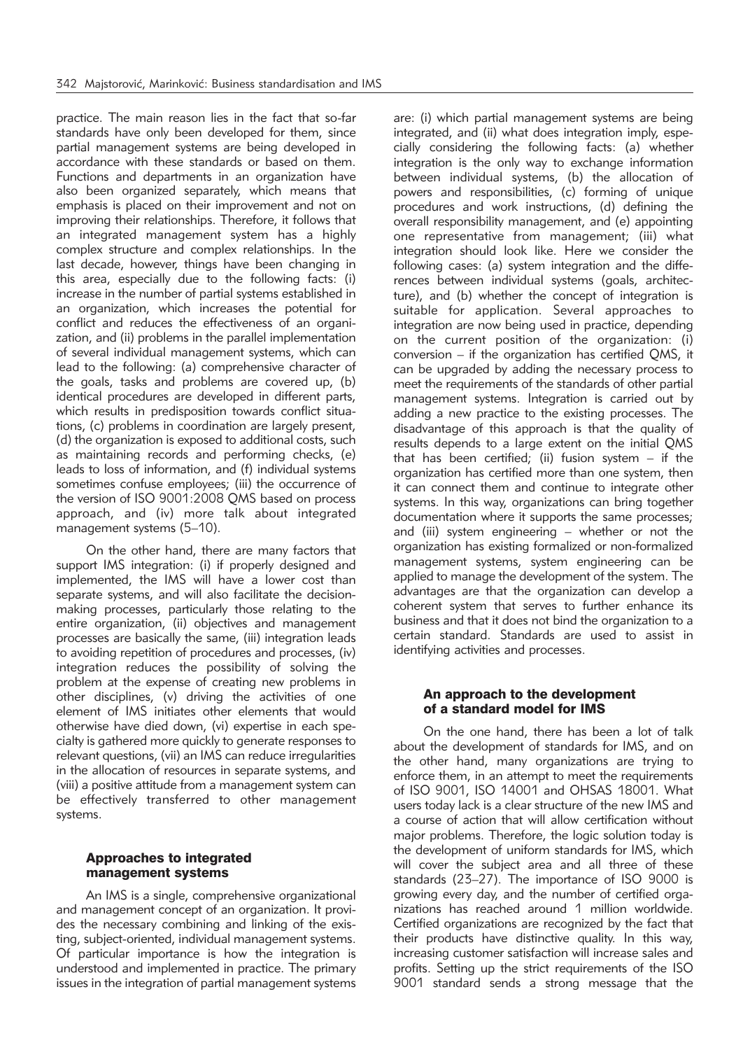practice. The main reason lies in the fact that so-far standards have only been developed for them, since partial management systems are being developed in accordance with these standards or based on them. Functions and departments in an organization have also been organized separately, which means that emphasis is placed on their improvement and not on improving their relationships. Therefore, it follows that an integrated management system has a highly complex structure and complex relationships. In the last decade, however, things have been changing in this area, especially due to the following facts: (i) increase in the number of partial systems established in an organization, which increases the potential for conflict and reduces the effectiveness of an organization, and (ii) problems in the parallel implementation of several individual management systems, which can lead to the following: (a) comprehensive character of the goals, tasks and problems are covered up, (b) identical procedures are developed in different parts, which results in predisposition towards conflict situations, (c) problems in coordination are largely present, (d) the organization is exposed to additional costs, such as maintaining records and performing checks, (e) leads to loss of information, and (f) individual systems sometimes confuse employees; (iii) the occurrence of the version of ISO 9001:2008 QMS based on process approach, and (iv) more talk about integrated management systems (5–10).

On the other hand, there are many factors that support IMS integration: (i) if properly designed and implemented, the IMS will have a lower cost than separate systems, and will also facilitate the decision-making processes, particularly those relating to the entire organization, (ii) objectives and management processes are basically the same, (iii) integration leads to avoiding repetition of procedures and processes, (iv) integration reduces the possibility of solving the problem at the expense of creating new problems in other disciplines, (v) driving the activities of one element of IMS initiates other elements that would otherwise have died down, (vi) expertise in each specialty is gathered more quickly to generate responses to relevant questions, (vii) an IMS can reduce irregularities in the allocation of resources in separate systems, and (viii) a positive attitude from a management system can be effectively transferred to other management systems.

### Approaches to integrated management systems

An IMS is a single, comprehensive organizational and management concept of an organization. It provides the necessary combining and linking of the existing, subject-oriented, individual management systems. Of particular importance is how the integration is understood and implemented in practice. The primary issues in the integration of partial management systems are: (i) which partial management systems are being integrated, and (ii) what does integration imply, especially considering the following facts: (a) whether integration is the only way to exchange information between individual systems, (b) the allocation of powers and responsibilities, (c) forming of unique procedures and work instructions, (d) defining the overall responsibility management, and (e) appointing one representative from management; (iii) what integration should look like. Here we consider the following cases: (a) system integration and the differences between individual systems (goals, architecture), and (b) whether the concept of integration is suitable for application. Several approaches to integration are now being used in practice, depending on the current position of the organization: (i) conversion – if the organization has certified QMS, it can be upgraded by adding the necessary process to meet the requirements of the standards of other partial management systems. Integration is carried out by adding a new practice to the existing processes. The disadvantage of this approach is that the quality of results depends to a large extent on the initial QMS that has been certified; (ii) fusion system – if the organization has certified more than one system, then it can connect them and continue to integrate other systems. In this way, organizations can bring together documentation where it supports the same processes; and (iii) system engineering – whether or not the organization has existing formalized or non-formalized management systems, system engineering can be applied to manage the development of the system. The advantages are that the organization can develop a coherent system that serves to further enhance its business and that it does not bind the organization to a certain standard. Standards are used to assist in identifying activities and processes.

### An approach to the development of a standard model for IMS

On the one hand, there has been a lot of talk about the development of standards for IMS, and on the other hand, many organizations are trying to enforce them, in an attempt to meet the requirements of ISO 9001, ISO 14001 and OHSAS 18001. What users today lack is a clear structure of the new IMS and a course of action that will allow certification without major problems. Therefore, the logic solution today is the development of uniform standards for IMS, which will cover the subject area and all three of these standards (23–27). The importance of ISO 9000 is growing every day, and the number of certified organizations has reached around 1 million worldwide. Certified organizations are recognized by the fact that their products have distinctive quality. In this way, increasing customer satisfaction will increase sales and profits. Setting up the strict requirements of the ISO 9001 standard sends a strong message that the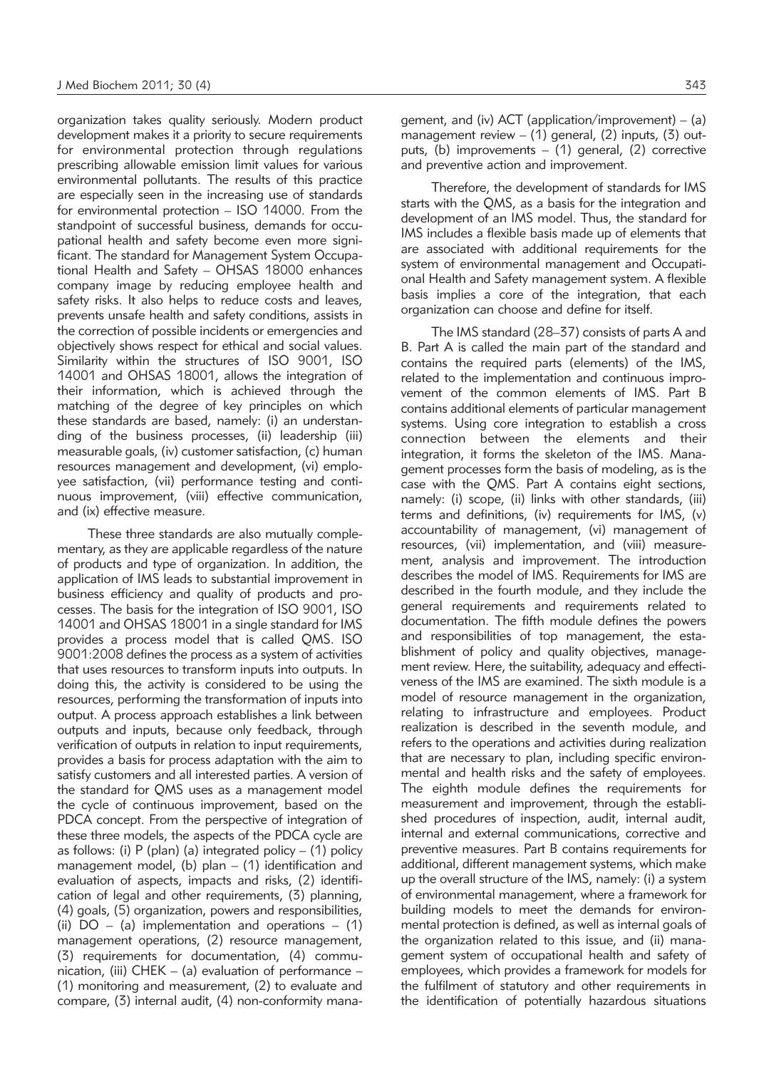organization takes quality seriously. Modern product development makes it a priority to secure requirements for environmental protection through regulations prescribing allowable emission limit values for various environmental pollutants. The results of this practice are especially seen in the increasing use of standards for environmental protection – ISO 14000. From the standpoint of successful business, demands for occupational health and safety become even more significant. The standard for Management System Occupational Health and Safety – OHSAS 18000 enhances company image by reducing employee health and safety risks. It also helps to reduce costs and leaves, prevents unsafe health and safety conditions, assists in the correction of possible incidents or emergencies and objectively shows respect for ethical and social values. Similarity within the structures of ISO 9001, ISO 14001 and OHSAS 18001, allows the integration of their information, which is achieved through the matching of the degree of key principles on which these standards are based, namely: (i) an understanding of the business processes, (ii) leadership (iii) measurable goals, (iv) customer satisfaction, (c) human resources management and development, (vi) employee satisfaction, (vii) performance testing and continuous improvement, (viii) effective communication, and (ix) effective measure.

These three standards are also mutually complementary, as they are applicable regardless of the nature of products and type of organization. In addition, the application of IMS leads to substantial improvement in business efficiency and quality of products and processes. The basis for the integration of ISO 9001, ISO 14001 and OHSAS 18001 in a single standard for IMS provides a process model that is called QMS. ISO 9001:2008 defines the process as a system of activities that uses resources to transform inputs into outputs. In doing this, the activity is considered to be using the resources, performing the transformation of inputs into output. A process approach establishes a link between outputs and inputs, because only feedback, through verification of outputs in relation to input requirements, provides a basis for process adaptation with the aim to satisfy customers and all interested parties. A version of the standard for QMS uses as a management model the cycle of continuous improvement, based on the PDCA concept. From the perspective of integration of these three models, the aspects of the PDCA cycle are as follows: (i) P (plan) (a) integrated policy – (1) policy management model, (b) plan – (1) identification and evaluation of aspects, impacts and risks, (2) identification of legal and other requirements, (3) planning, (4) goals, (5) organization, powers and responsibilities, (ii) DO – (a) implementation and operations – (1) management operations, (2) resource management, (3) requirements for documentation, (4) communication, (iii) CHEK – (a) evaluation of performance – (1) monitoring and measurement, (2) to evaluate and compare, (3) internal audit, (4) non-conformity management, and (iv) ACT (application/improvement) – (a) management review – (1) general, (2) inputs, (3) outputs, (b) improvements – (1) general, (2) corrective and preventive action and improvement.

Therefore, the development of standards for IMS starts with the QMS, as a basis for the integration and development of an IMS model. Thus, the standard for IMS includes a flexible basis made up of elements that are associated with additional requirements for the system of environmental management and Occupational Health and Safety management system. A flexible basis implies a core of the integration, that each organization can choose and define for itself.

The IMS standard (28–37) consists of parts A and B. Part A is called the main part of the standard and contains the required parts (elements) of the IMS, related to the implementation and continuous improvement of the common elements of IMS. Part B contains additional elements of particular management systems. Using core integration to establish a cross connection between the elements and their integration, it forms the skeleton of the IMS. Management processes form the basis of modeling, as is the case with the QMS. Part A contains eight sections, namely: (i) scope, (ii) links with other standards, (iii) terms and definitions, (iv) requirements for IMS, (v) accountability of management, (vi) management of resources, (vii) implementation, and (viii) measurement, analysis and improvement. The introduction describes the model of IMS. Requirements for IMS are described in the fourth module, and they include the general requirements and requirements related to documentation. The fifth module defines the powers and responsibilities of top management, the establishment of policy and quality objectives, management review. Here, the suitability, adequacy and effectiveness of the IMS are examined. The sixth module is a model of resource management in the organization, relating to infrastructure and employees. Product realization is described in the seventh module, and refers to the operations and activities during realization that are necessary to plan, including specific environmental and health risks and the safety of employees. The eighth module defines the requirements for measurement and improvement, through the established procedures of inspection, audit, internal audit, internal and external communications, corrective and preventive measures. Part B contains requirements for additional, different management systems, which make up the overall structure of the IMS, namely: (i) a system of environmental management, where a framework for building models to meet the demands for environmental protection is defined, as well as internal goals of the organization related to this issue, and (ii) management system of occupational health and safety of employees, which provides a framework for models for the fulfilment of statutory and other requirements in the identification of potentially hazardous situations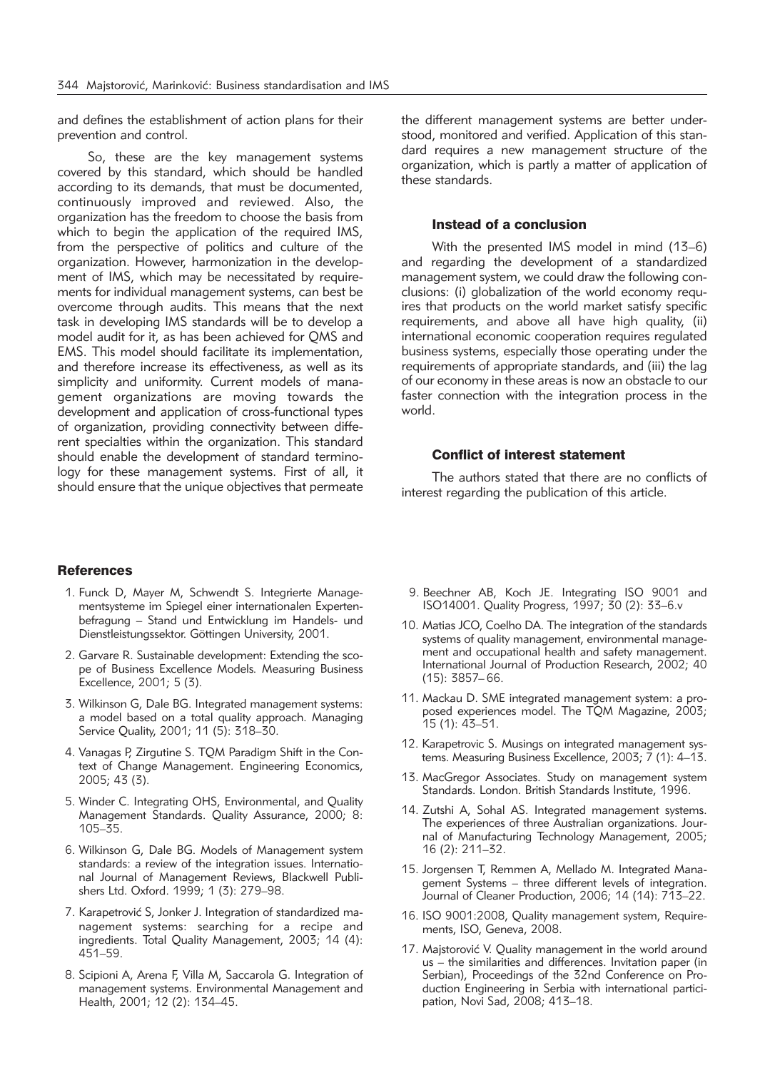and defines the establishment of action plans for their prevention and control.

So, these are the key management systems covered by this standard, which should be handled according to its demands, that must be documented, continuously improved and reviewed. Also, the organization has the freedom to choose the basis from which to begin the application of the required IMS, from the perspective of politics and culture of the organization. However, harmonization in the development of IMS, which may be necessitated by requirements for individual management systems, can best be overcome through audits. This means that the next task in developing IMS standards will be to develop a model audit for it, as has been achieved for QMS and EMS. This model should facilitate its implementation, and therefore increase its effectiveness, as well as its simplicity and uniformity. Current models of management organizations are moving towards the development and application of cross-functional types of organization, providing connectivity between different specialties within the organization. This standard should enable the development of standard terminology for these management systems. First of all, it should ensure that the unique objectives that permeate the different management systems are better understood, monitored and verified. Application of this standard requires a new management structure of the organization, which is partly a matter of application of these standards.

### Instead of a conclusion

With the presented IMS model in mind (13–6) and regarding the development of a standardized management system, we could draw the following conclusions: (i) globalization of the world economy requires that products on the world market satisfy specific requirements, and above all have high quality, (ii) international economic cooperation requires regulated business systems, especially those operating under the requirements of appropriate standards, and (iii) the lag of our economy in these areas is now an obstacle to our faster connection with the integration process in the world.

### Conflict of interest statement

The authors stated that there are no conflicts of interest regarding the publication of this article.

### References

1. Funck D, Mayer M, Schwendt S. Integrierte Managementsysteme im Spiegel einer internationalen Expertenbefragung – Stand und Entwicklung im Handels- und Dienstleistungssektor. Göttingen University, 2001.
2. Garvare R. Sustainable development: Extending the scope of Business Excellence Models. Measuring Business Excellence, 2001; 5 (3).
3. Wilkinson G, Dale BG. Integrated management systems: a model based on a total quality approach. Managing Service Quality, 2001; 11 (5): 318–30.
4. Vanagas P, Zirgutine S. TQM Paradigm Shift in the Context of Change Management. Engineering Economics, 2005; 43 (3).
5. Winder C. Integrating OHS, Environmental, and Quality Management Standards. Quality Assurance, 2000; 8: 105–35.
6. Wilkinson G, Dale BG. Models of Management system standards: a review of the integration issues. International Journal of Management Reviews, Blackwell Publishers Ltd. Oxford. 1999; 1 (3): 279–98.
7. Karapetrović S, Jonker J. Integration of standardized management systems: searching for a recipe and ingredients. Total Quality Management, 2003; 14 (4): 451–59.
8. Scipioni A, Arena F, Villa M, Saccarola G. Integration of management systems. Environmental Management and Health, 2001; 12 (2): 134–45.
9. Beechner AB, Koch JE. Integrating ISO 9001 and ISO14001. Quality Progress, 1997; 30 (2): 33–6.v
10. Matias JCO, Coelho DA. The integration of the standards systems of quality management, environmental management and occupational health and safety management. International Journal of Production Research, 2002; 40 (15): 3857– 66.
11. Mackau D. SME integrated management system: a proposed experiences model. The TQM Magazine, 2003; 15 (1): 43–51.
12. Karapetrovic S. Musings on integrated management systems. Measuring Business Excellence, 2003; 7 (1): 4–13.
13. MacGregor Associates. Study on management system Standards. London. British Standards Institute, 1996.
14. Zutshi A, Sohal AS. Integrated management systems. The experiences of three Australian organizations. Journal of Manufacturing Technology Management, 2005; 16 (2): 211–32.
15. Jorgensen T, Remmen A, Mellado M. Integrated Management Systems – three different levels of integration. Journal of Cleaner Production, 2006; 14 (14): 713–22.
16. ISO 9001:2008, Quality management system, Requirements, ISO, Geneva, 2008.
17. Majstorović V. Quality management in the world around us – the similarities and differences. Invitation paper (in Serbian), Proceedings of the 32nd Conference on Production Engineering in Serbia with international participation, Novi Sad, 2008; 413–18.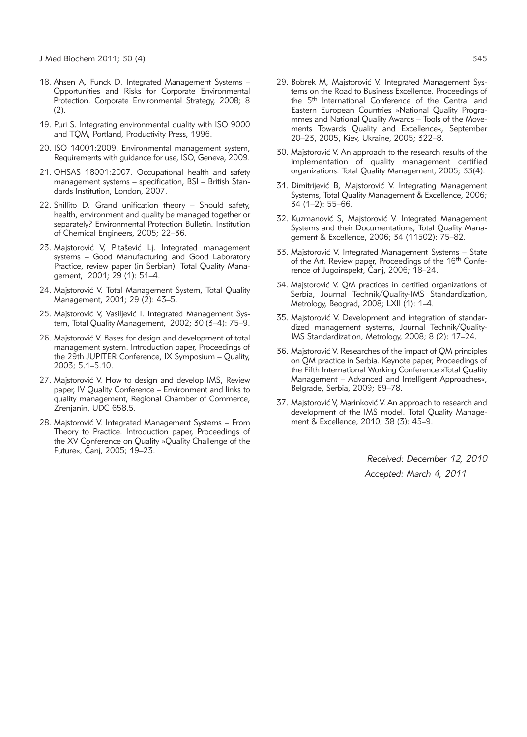18. Ahsen A, Funck D. Integrated Management Systems – Opportunities and Risks for Corporate Environmental Protection. Corporate Environmental Strategy, 2008; 8 (2).
19. Puri S. Integrating environmental quality with ISO 9000 and TQM, Portland, Productivity Press, 1996.
20. ISO 14001:2009. Environmental management system, Requirements with guidance for use, ISO, Geneva, 2009.
21. OHSAS 18001:2007. Occupational health and safety management systems – specification, BSI – British Standards Institution, London, 2007.
22. Shillito D. Grand unification theory – Should safety, health, environment and quality be managed together or separately? Environmental Protection Bulletin. Institution of Chemical Engineers, 2005; 22–36.
23. Majstorović V, Pitašević Lj. Integrated management systems – Good Manufacturing and Good Laboratory Practice, review paper (in Serbian). Total Quality Management, 2001; 29 (1): 51–4.
24. Majstorović V. Total Management System, Total Quality Management, 2001; 29 (2): 43–5.
25. Majstorović V, Vasiljević I. Integrated Management System, Total Quality Management, 2002; 30 (3–4): 75–9.
26. Majstorović V. Bases for design and development of total management system. Introduction paper, Proceedings of the 29th JUPITER Conference, IX Symposium – Quality, 2003; 5.1–5.10.
27. Majstorović V. How to design and develop IMS, Review paper, IV Quality Conference – Environment and links to quality management, Regional Chamber of Commerce, Zrenjanin, UDC 658.5.
28. Majstorović V. Integrated Management Systems – From Theory to Practice. Introduction paper, Proceedings of the XV Conference on Quality »Quality Challenge of the Future«, Čanj, 2005; 19–23.
29. Bobrek M, Majstorović V. Integrated Management Systems on the Road to Business Excellence. Proceedings of the 5th International Conference of the Central and Eastern European Countries »National Quality Programmes and National Quality Awards – Tools of the Movements Towards Quality and Excellence«, September 20–23, 2005, Kiev, Ukraine, 2005; 322–8.
30. Majstorović V. An approach to the research results of the implementation of quality management certified organizations. Total Quality Management, 2005; 33(4).
31. Dimitrijević B, Majstorović V. Integrating Management Systems, Total Quality Management & Excellence, 2006; 34 (1–2): 55–66.
32. Kuzmanović S, Majstorović V. Integrated Management Systems and their Documentations, Total Quality Management & Excellence, 2006; 34 (11502): 75–82.
33. Majstorović V. Integrated Management Systems – State of the Art. Review paper, Proceedings of the 16th Conference of Jugoinspekt, Čanj, 2006; 18–24.
34. Majstorović V. QM practices in certified organizations of Serbia, Journal Technik/Quality-IMS Standardization, Metrology, Beograd, 2008; LXII (1): 1–4.
35. Majstorović V. Development and integration of standardized management systems, Journal Technik/Quality-IMS Standardization, Metrology, 2008; 8 (2): 17–24.
36. Majstorović V. Researches of the impact of QM principles on QM practice in Serbia. Keynote paper, Proceedings of the Fifth International Working Conference »Total Quality Management – Advanced and Intelligent Approaches«, Belgrade, Serbia, 2009; 69–78.
37. Majstorović V, Marinković V. An approach to research and development of the IMS model. Total Quality Management & Excellence, 2010; 38 (3): 45–9.

*Received: December 12, 2010*

*Accepted: March 4, 2011*